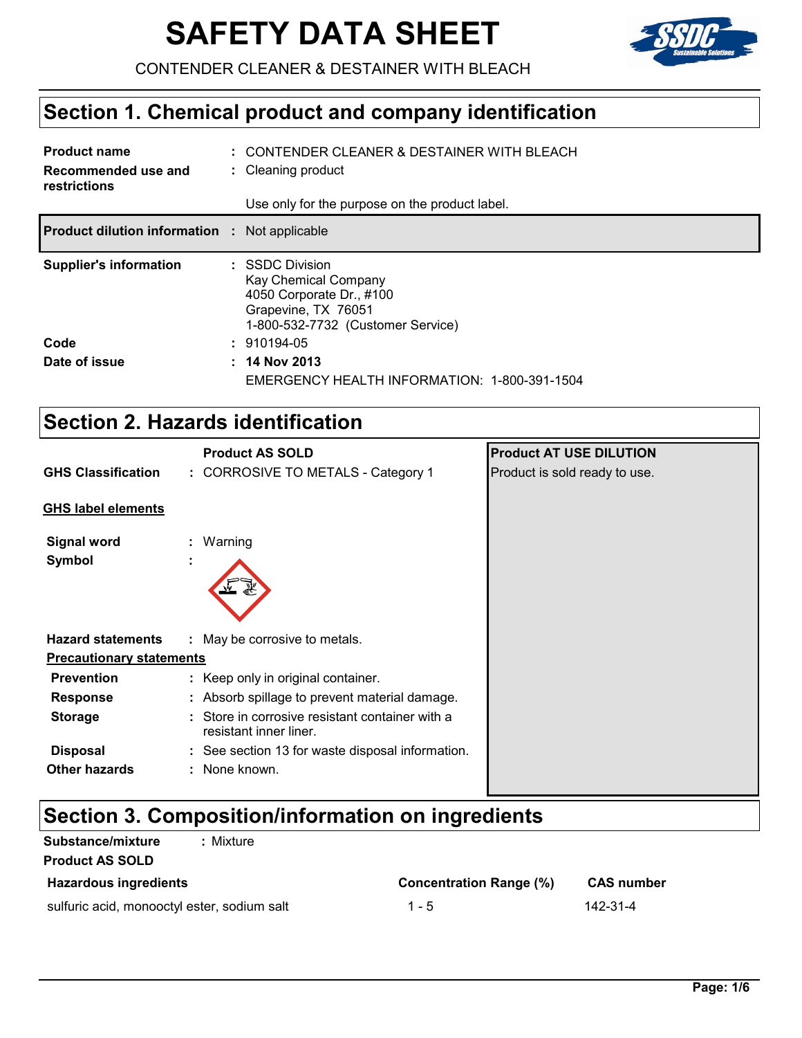# SAFETY DATA SHEET

CONTENDER CLEANER & DESTAINER WITH BLEACH

## Section 1. Chemical product and company identification

| | |
|---|---|
| **Product name** | : CONTENDER CLEANER & DESTAINER WITH BLEACH |
| **Recommended use and restrictions** | : Cleaning product<br>Use only for the purpose on the product label. |
| **Product dilution information** | : Not applicable |
| **Supplier's information** | : SSDC Division<br>Kay Chemical Company<br>4050 Corporate Dr., #100<br>Grapevine, TX 76051<br>1-800-532-7732 (Customer Service) |
| **Code** | : 910194-05 |
| **Date of issue** | : **14 Nov 2013** |

EMERGENCY HEALTH INFORMATION: 1-800-391-1504

## Section 2. Hazards identification

**Product AS SOLD**

**GHS Classification** : CORROSIVE TO METALS - Category 1

**GHS label elements**

**Signal word** : Warning

**Symbol** :

**Hazard statements** : May be corrosive to metals.

**Precautionary statements**

- **Prevention** : Keep only in original container.
- **Response** : Absorb spillage to prevent material damage.
- **Storage** : Store in corrosive resistant container with a resistant inner liner.
- **Disposal** : See section 13 for waste disposal information.

**Other hazards** : None known.

**Product AT USE DILUTION**

Product is sold ready to use.

## Section 3. Composition/information on ingredients

**Substance/mixture** : Mixture

**Product AS SOLD**

| Hazardous ingredients | Concentration Range (%) | CAS number |
|---|---|---|
| sulfuric acid, monooctyl ester, sodium salt | 1 - 5 | 142-31-4 |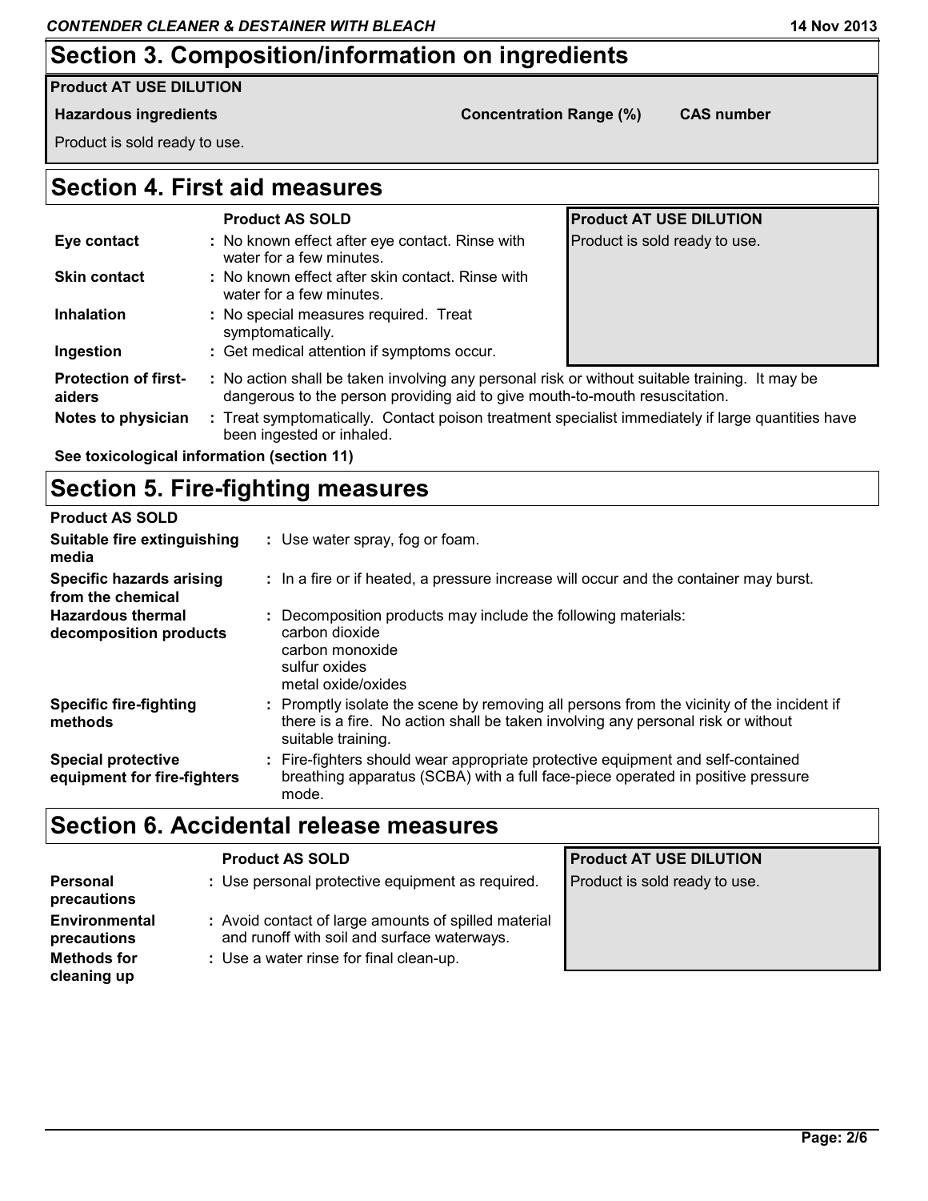## Section 3. Composition/information on ingredients

**Product AT USE DILUTION**

| Hazardous ingredients | Concentration Range (%) | CAS number |
|---|---|---|
| Product is sold ready to use. | | |

## Section 4. First aid measures

| | Product AS SOLD | Product AT USE DILUTION |
|---|---|---|
| **Eye contact** | : No known effect after eye contact. Rinse with water for a few minutes. | Product is sold ready to use. |
| **Skin contact** | : No known effect after skin contact. Rinse with water for a few minutes. | |
| **Inhalation** | : No special measures required. Treat symptomatically. | |
| **Ingestion** | : Get medical attention if symptoms occur. | |

**Protection of first-aiders** : No action shall be taken involving any personal risk or without suitable training. It may be dangerous to the person providing aid to give mouth-to-mouth resuscitation.

**Notes to physician** : Treat symptomatically. Contact poison treatment specialist immediately if large quantities have been ingested or inhaled.

**See toxicological information (section 11)**

## Section 5. Fire-fighting measures

**Product AS SOLD**

**Suitable fire extinguishing media** : Use water spray, fog or foam.

**Specific hazards arising from the chemical** : In a fire or if heated, a pressure increase will occur and the container may burst.

**Hazardous thermal decomposition products** : Decomposition products may include the following materials:
carbon dioxide
carbon monoxide
sulfur oxides
metal oxide/oxides

**Specific fire-fighting methods** : Promptly isolate the scene by removing all persons from the vicinity of the incident if there is a fire. No action shall be taken involving any personal risk or without suitable training.

**Special protective equipment for fire-fighters** : Fire-fighters should wear appropriate protective equipment and self-contained breathing apparatus (SCBA) with a full face-piece operated in positive pressure mode.

## Section 6. Accidental release measures

| | Product AS SOLD | Product AT USE DILUTION |
|---|---|---|
| **Personal precautions** | : Use personal protective equipment as required. | Product is sold ready to use. |
| **Environmental precautions** | : Avoid contact of large amounts of spilled material and runoff with soil and surface waterways. | |
| **Methods for cleaning up** | : Use a water rinse for final clean-up. | |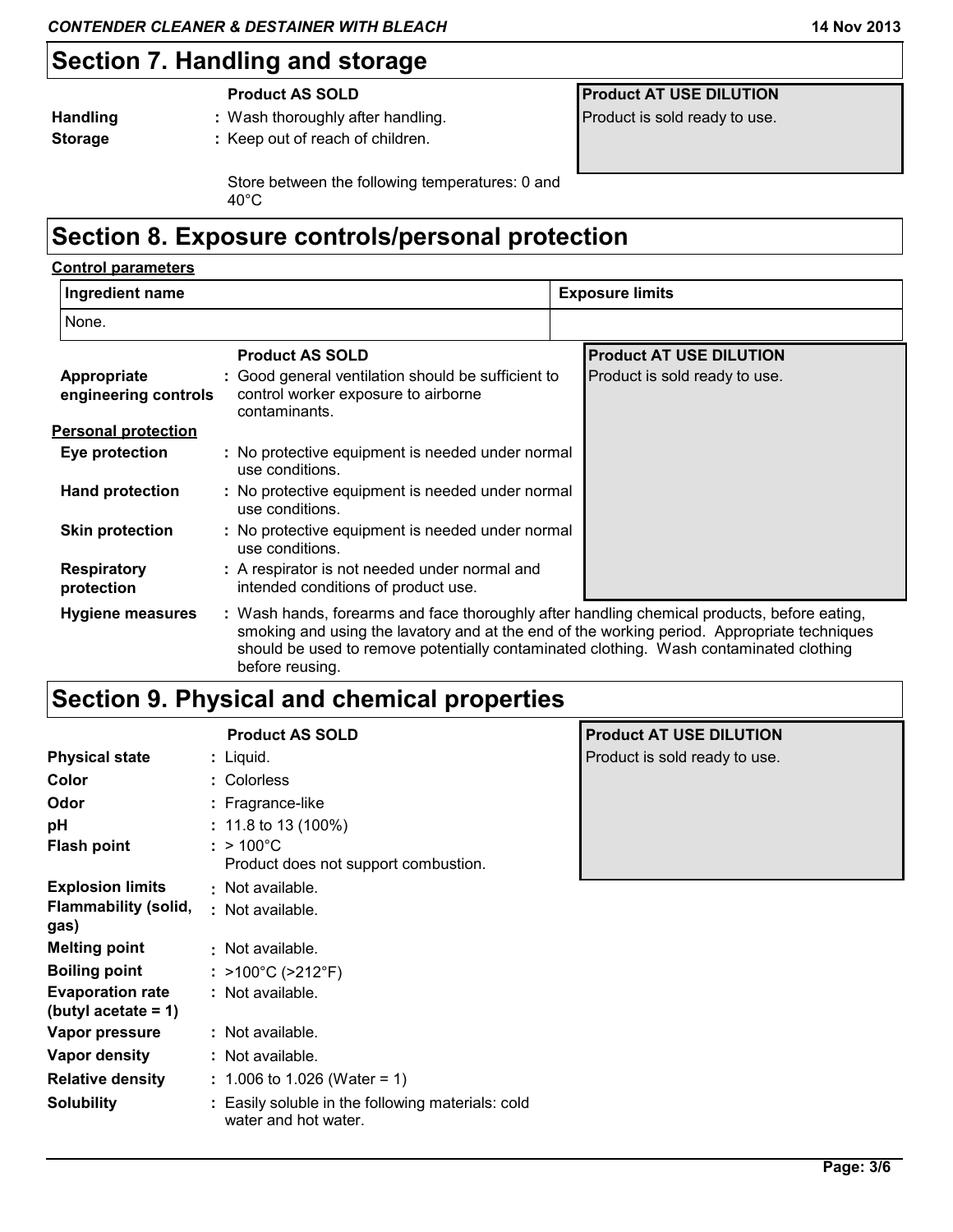## Section 7. Handling and storage

| | Product AS SOLD | Product AT USE DILUTION |
|---|---|---|
| **Handling** | Wash thoroughly after handling. | Product is sold ready to use. |
| **Storage** | Keep out of reach of children.<br><br>Store between the following temperatures: 0 and 40°C | |

## Section 8. Exposure controls/personal protection

**Control parameters**

| Ingredient name | Exposure limits |
|---|---|
| None. | |

| | Product AS SOLD | Product AT USE DILUTION |
|---|---|---|
| **Appropriate engineering controls** | Good general ventilation should be sufficient to control worker exposure to airborne contaminants. | Product is sold ready to use. |
| **Personal protection** | | |
| **Eye protection** | No protective equipment is needed under normal use conditions. | |
| **Hand protection** | No protective equipment is needed under normal use conditions. | |
| **Skin protection** | No protective equipment is needed under normal use conditions. | |
| **Respiratory protection** | A respirator is not needed under normal and intended conditions of product use. | |

**Hygiene measures** : Wash hands, forearms and face thoroughly after handling chemical products, before eating, smoking and using the lavatory and at the end of the working period. Appropriate techniques should be used to remove potentially contaminated clothing. Wash contaminated clothing before reusing.

## Section 9. Physical and chemical properties

| | Product AS SOLD | Product AT USE DILUTION |
|---|---|---|
| **Physical state** | Liquid. | Product is sold ready to use. |
| **Color** | Colorless | |
| **Odor** | Fragrance-like | |
| **pH** | 11.8 to 13 (100%) | |
| **Flash point** | > 100°C<br>Product does not support combustion. | |
| **Explosion limits** | Not available. | |
| **Flammability (solid, gas)** | Not available. | |
| **Melting point** | Not available. | |
| **Boiling point** | >100°C (>212°F) | |
| **Evaporation rate (butyl acetate = 1)** | Not available. | |
| **Vapor pressure** | Not available. | |
| **Vapor density** | Not available. | |
| **Relative density** | 1.006 to 1.026 (Water = 1) | |
| **Solubility** | Easily soluble in the following materials: cold water and hot water. | |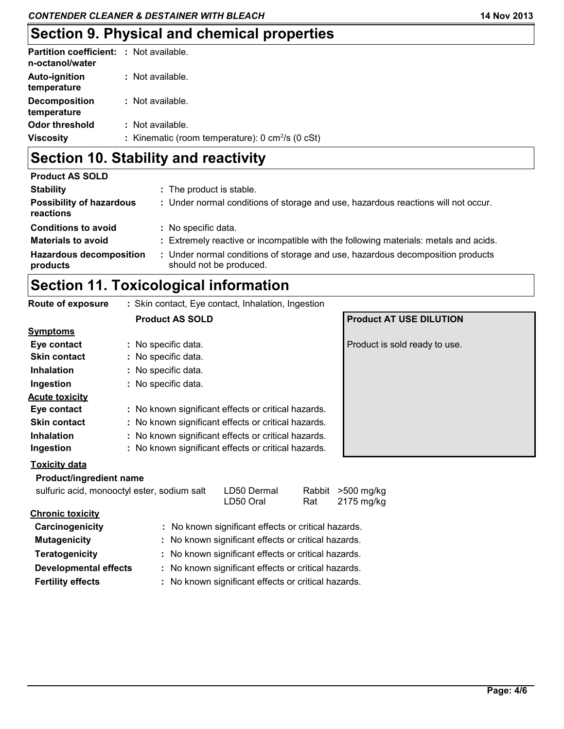## Section 9. Physical and chemical properties

**Partition coefficient: n-octanol/water** : Not available.

**Auto-ignition temperature** : Not available.

**Decomposition temperature** : Not available.

**Odor threshold** : Not available.

**Viscosity** : Kinematic (room temperature): 0 $cm^2/s$ (0 cSt)

## Section 10. Stability and reactivity

**Product AS SOLD**

**Stability** : The product is stable.

**Possibility of hazardous reactions** : Under normal conditions of storage and use, hazardous reactions will not occur.

**Conditions to avoid** : No specific data.

**Materials to avoid** : Extremely reactive or incompatible with the following materials: metals and acids.

**Hazardous decomposition products** : Under normal conditions of storage and use, hazardous decomposition products should not be produced.

## Section 11. Toxicological information

**Route of exposure** : Skin contact, Eye contact, Inhalation, Ingestion

| | Product AS SOLD | Product AT USE DILUTION |
|---|---|---|
| **Symptoms** | | Product is sold ready to use. |
| **Eye contact** | : No specific data. | |
| **Skin contact** | : No specific data. | |
| **Inhalation** | : No specific data. | |
| **Ingestion** | : No specific data. | |
| **Acute toxicity** | | |
| **Eye contact** | : No known significant effects or critical hazards. | |
| **Skin contact** | : No known significant effects or critical hazards. | |
| **Inhalation** | : No known significant effects or critical hazards. | |
| **Ingestion** | : No known significant effects or critical hazards. | |

**Toxicity data**

| Product/ingredient name | | | |
|---|---|---|---|
| sulfuric acid, monooctyl ester, sodium salt | LD50 Dermal | Rabbit | >500 mg/kg |
| | LD50 Oral | Rat | 2175 mg/kg |

**Chronic toxicity**

**Carcinogenicity** : No known significant effects or critical hazards.

**Mutagenicity** : No known significant effects or critical hazards.

**Teratogenicity** : No known significant effects or critical hazards.

**Developmental effects** : No known significant effects or critical hazards.

**Fertility effects** : No known significant effects or critical hazards.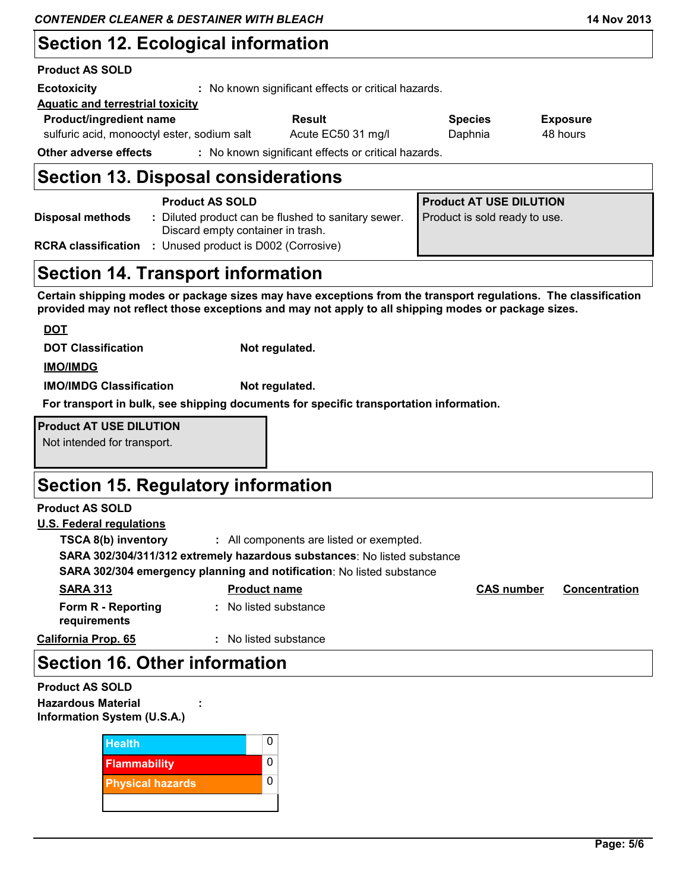## Section 12. Ecological information

**Product AS SOLD**

**Ecotoxicity** : No known significant effects or critical hazards.

**Aquatic and terrestrial toxicity**

| Product/ingredient name | Result | Species | Exposure |
| --- | --- | --- | --- |
| sulfuric acid, monooctyl ester, sodium salt | Acute EC50 31 mg/l | Daphnia | 48 hours |

**Other adverse effects** : No known significant effects or critical hazards.

## Section 13. Disposal considerations

| | Product AS SOLD | Product AT USE DILUTION |
| --- | --- | --- |
| **Disposal methods** | : Diluted product can be flushed to sanitary sewer. Discard empty container in trash. | Product is sold ready to use. |
| **RCRA classification** | : Unused product is D002 (Corrosive) | |

## Section 14. Transport information

**Certain shipping modes or package sizes may have exceptions from the transport regulations. The classification provided may not reflect those exceptions and may not apply to all shipping modes or package sizes.**

**DOT**

**DOT Classification** **Not regulated.**

**IMO/IMDG**

**IMO/IMDG Classification** **Not regulated.**

**For transport in bulk, see shipping documents for specific transportation information.**

**Product AT USE DILUTION**

Not intended for transport.

## Section 15. Regulatory information

**Product AS SOLD**

**U.S. Federal regulations**

**TSCA 8(b) inventory** : All components are listed or exempted.

**SARA 302/304/311/312 extremely hazardous substances**: No listed substance

**SARA 302/304 emergency planning and notification**: No listed substance

| SARA 313 | Product name | CAS number | Concentration |
| --- | --- | --- | --- |
| Form R - Reporting requirements | : No listed substance | | |

**California Prop. 65** : No listed substance

## Section 16. Other information

**Product AS SOLD**

**Hazardous Material Information System (U.S.A.)** :

| | |
| --- | --- |
| Health | 0 |
| Flammability | 0 |
| Physical hazards | 0 |
| | |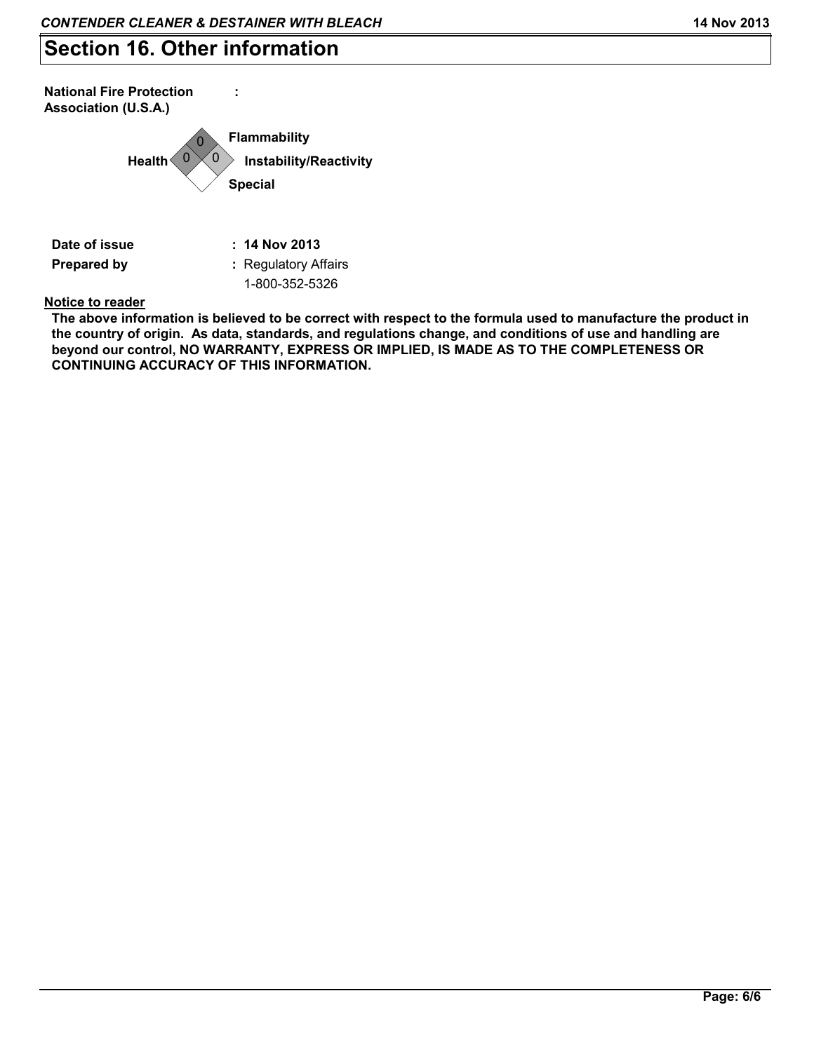## Section 16. Other information

**National Fire Protection Association (U.S.A.)** :

Flammability: 0

Health: 0

Instability/Reactivity: 0

Special

| | |
|---|---|
| **Date of issue** | **: 14 Nov 2013** |
| **Prepared by** | **:** Regulatory Affairs<br>1-800-352-5326 |

**Notice to reader**

**The above information is believed to be correct with respect to the formula used to manufacture the product in the country of origin. As data, standards, and regulations change, and conditions of use and handling are beyond our control, NO WARRANTY, EXPRESS OR IMPLIED, IS MADE AS TO THE COMPLETENESS OR CONTINUING ACCURACY OF THIS INFORMATION.**